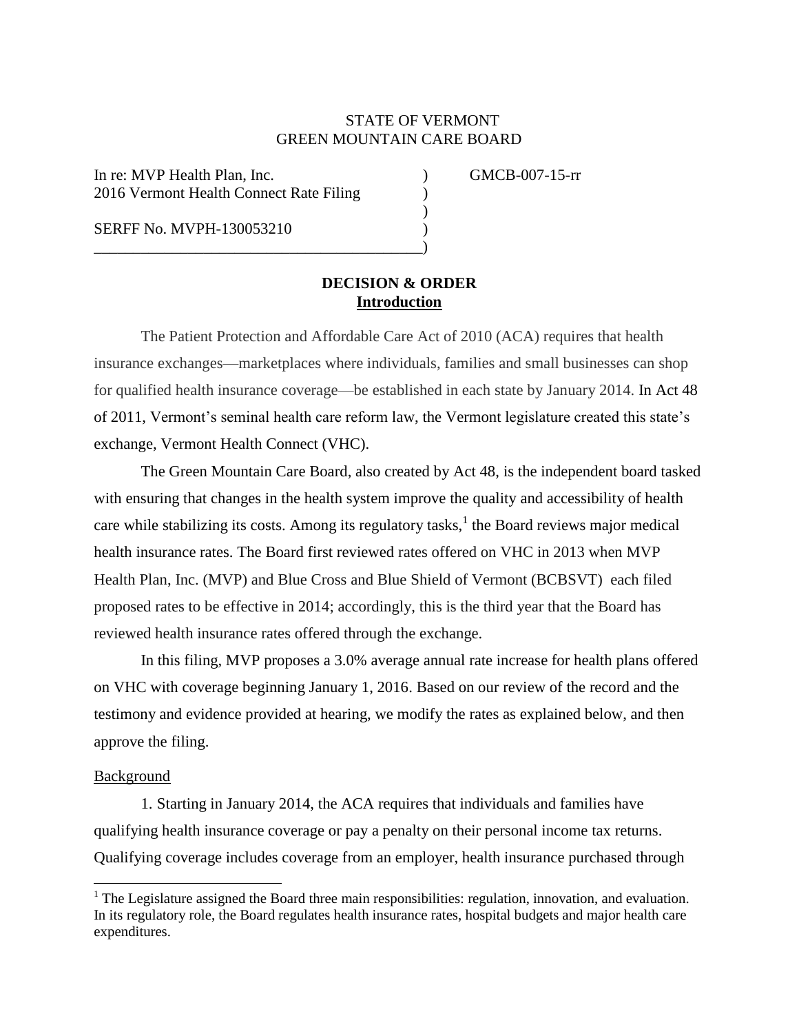STATE OF VERMONT
GREEN MOUNTAIN CARE BOARD

In re: MVP Health Plan, Inc. ) GMCB-007-15-rr
2016 Vermont Health Connect Rate Filing )
)
SERFF No. MVPH-130053210 )
)

**DECISION & ORDER**

## Introduction

The Patient Protection and Affordable Care Act of 2010 (ACA) requires that health insurance exchanges—marketplaces where individuals, families and small businesses can shop for qualified health insurance coverage—be established in each state by January 2014. In Act 48 of 2011, Vermont's seminal health care reform law, the Vermont legislature created this state's exchange, Vermont Health Connect (VHC).

The Green Mountain Care Board, also created by Act 48, is the independent board tasked with ensuring that changes in the health system improve the quality and accessibility of health care while stabilizing its costs. Among its regulatory tasks,[1] the Board reviews major medical health insurance rates. The Board first reviewed rates offered on VHC in 2013 when MVP Health Plan, Inc. (MVP) and Blue Cross and Blue Shield of Vermont (BCBSVT) each filed proposed rates to be effective in 2014; accordingly, this is the third year that the Board has reviewed health insurance rates offered through the exchange.

In this filing, MVP proposes a 3.0% average annual rate increase for health plans offered on VHC with coverage beginning January 1, 2016. Based on our review of the record and the testimony and evidence provided at hearing, we modify the rates as explained below, and then approve the filing.

## Background

1. Starting in January 2014, the ACA requires that individuals and families have qualifying health insurance coverage or pay a penalty on their personal income tax returns. Qualifying coverage includes coverage from an employer, health insurance purchased through

[1] The Legislature assigned the Board three main responsibilities: regulation, innovation, and evaluation. In its regulatory role, the Board regulates health insurance rates, hospital budgets and major health care expenditures.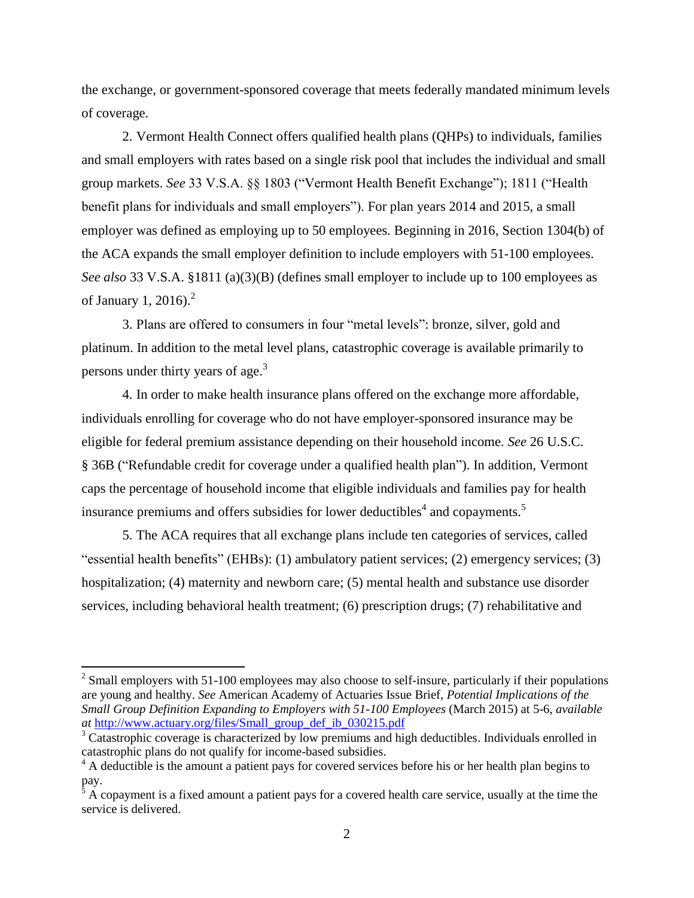the exchange, or government-sponsored coverage that meets federally mandated minimum levels of coverage.

2. Vermont Health Connect offers qualified health plans (QHPs) to individuals, families and small employers with rates based on a single risk pool that includes the individual and small group markets. *See* 33 V.S.A. §§ 1803 ("Vermont Health Benefit Exchange"); 1811 ("Health benefit plans for individuals and small employers"). For plan years 2014 and 2015, a small employer was defined as employing up to 50 employees. Beginning in 2016, Section 1304(b) of the ACA expands the small employer definition to include employers with 51-100 employees. *See also* 33 V.S.A. §1811 (a)(3)(B) (defines small employer to include up to 100 employees as of January 1, 2016).[2]

3. Plans are offered to consumers in four "metal levels": bronze, silver, gold and platinum. In addition to the metal level plans, catastrophic coverage is available primarily to persons under thirty years of age.[3]

4. In order to make health insurance plans offered on the exchange more affordable, individuals enrolling for coverage who do not have employer-sponsored insurance may be eligible for federal premium assistance depending on their household income. *See* 26 U.S.C. § 36B ("Refundable credit for coverage under a qualified health plan"). In addition, Vermont caps the percentage of household income that eligible individuals and families pay for health insurance premiums and offers subsidies for lower deductibles[4] and copayments.[5]

5. The ACA requires that all exchange plans include ten categories of services, called "essential health benefits" (EHBs): (1) ambulatory patient services; (2) emergency services; (3) hospitalization; (4) maternity and newborn care; (5) mental health and substance use disorder services, including behavioral health treatment; (6) prescription drugs; (7) rehabilitative and

---

[2] Small employers with 51-100 employees may also choose to self-insure, particularly if their populations are young and healthy. *See* American Academy of Actuaries Issue Brief, *Potential Implications of the Small Group Definition Expanding to Employers with 51-100 Employees* (March 2015) at 5-6, *available at* http://www.actuary.org/files/Small_group_def_ib_030215.pdf

[3] Catastrophic coverage is characterized by low premiums and high deductibles. Individuals enrolled in catastrophic plans do not qualify for income-based subsidies.

[4] A deductible is the amount a patient pays for covered services before his or her health plan begins to pay.

[5] A copayment is a fixed amount a patient pays for a covered health care service, usually at the time the service is delivered.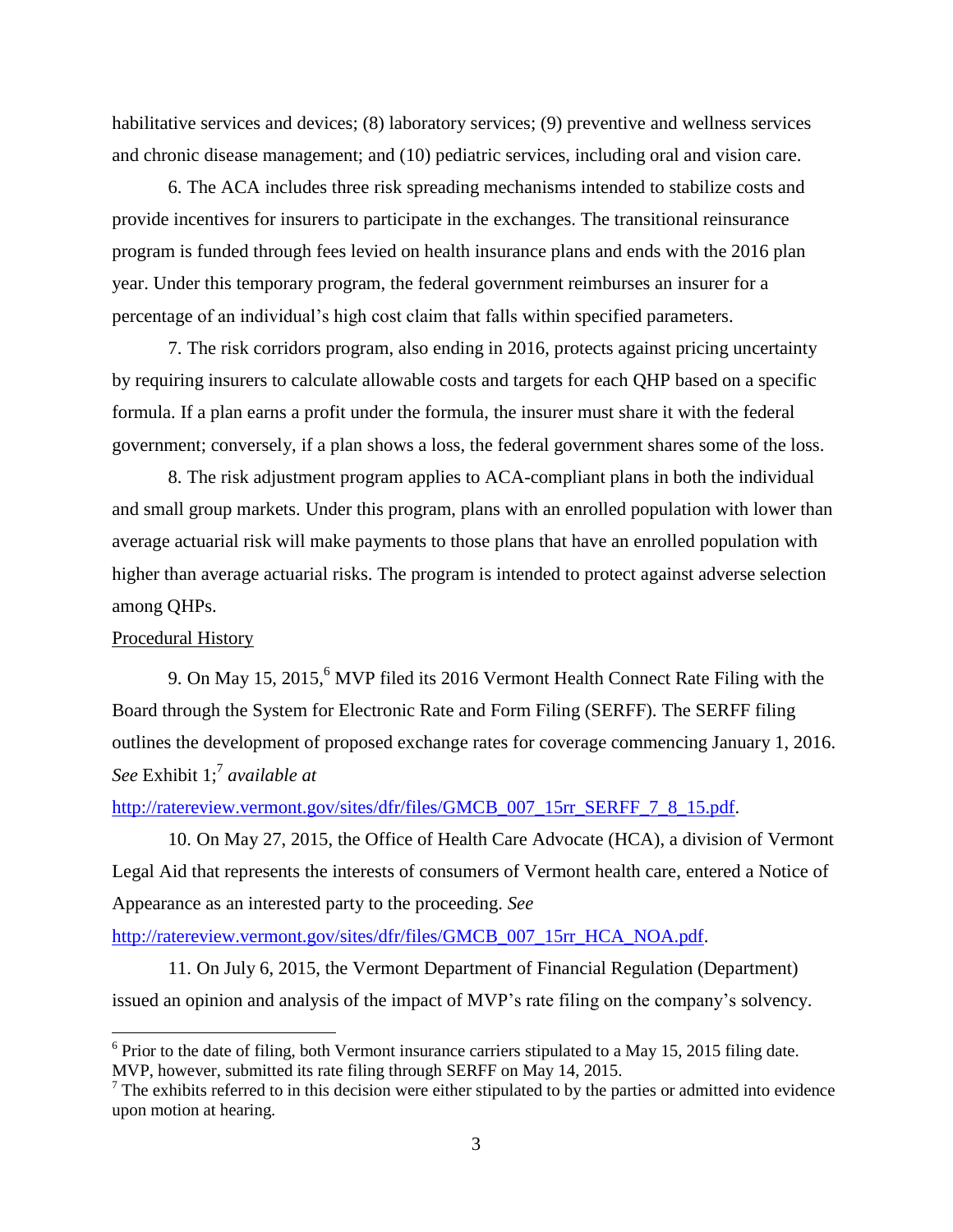habilitative services and devices; (8) laboratory services; (9) preventive and wellness services and chronic disease management; and (10) pediatric services, including oral and vision care.

6. The ACA includes three risk spreading mechanisms intended to stabilize costs and provide incentives for insurers to participate in the exchanges. The transitional reinsurance program is funded through fees levied on health insurance plans and ends with the 2016 plan year. Under this temporary program, the federal government reimburses an insurer for a percentage of an individual's high cost claim that falls within specified parameters.

7. The risk corridors program, also ending in 2016, protects against pricing uncertainty by requiring insurers to calculate allowable costs and targets for each QHP based on a specific formula. If a plan earns a profit under the formula, the insurer must share it with the federal government; conversely, if a plan shows a loss, the federal government shares some of the loss.

8. The risk adjustment program applies to ACA-compliant plans in both the individual and small group markets. Under this program, plans with an enrolled population with lower than average actuarial risk will make payments to those plans that have an enrolled population with higher than average actuarial risks. The program is intended to protect against adverse selection among QHPs.

Procedural History

9. On May 15, 2015,[6] MVP filed its 2016 Vermont Health Connect Rate Filing with the Board through the System for Electronic Rate and Form Filing (SERFF). The SERFF filing outlines the development of proposed exchange rates for coverage commencing January 1, 2016. *See* Exhibit 1;[7] *available at* http://ratereview.vermont.gov/sites/dfr/files/GMCB_007_15rr_SERFF_7_8_15.pdf.

10. On May 27, 2015, the Office of Health Care Advocate (HCA), a division of Vermont Legal Aid that represents the interests of consumers of Vermont health care, entered a Notice of Appearance as an interested party to the proceeding. *See* http://ratereview.vermont.gov/sites/dfr/files/GMCB_007_15rr_HCA_NOA.pdf.

11. On July 6, 2015, the Vermont Department of Financial Regulation (Department) issued an opinion and analysis of the impact of MVP's rate filing on the company's solvency.

---

[6] Prior to the date of filing, both Vermont insurance carriers stipulated to a May 15, 2015 filing date. MVP, however, submitted its rate filing through SERFF on May 14, 2015.

[7] The exhibits referred to in this decision were either stipulated to by the parties or admitted into evidence upon motion at hearing.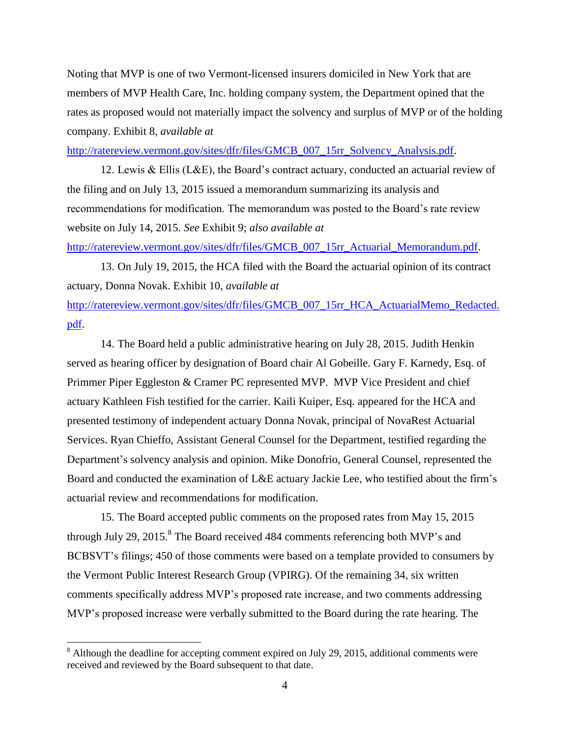Noting that MVP is one of two Vermont-licensed insurers domiciled in New York that are members of MVP Health Care, Inc. holding company system, the Department opined that the rates as proposed would not materially impact the solvency and surplus of MVP or of the holding company. Exhibit 8, *available at* http://ratereview.vermont.gov/sites/dfr/files/GMCB_007_15rr_Solvency_Analysis.pdf.

12. Lewis & Ellis (L&E), the Board's contract actuary, conducted an actuarial review of the filing and on July 13, 2015 issued a memorandum summarizing its analysis and recommendations for modification. The memorandum was posted to the Board's rate review website on July 14, 2015. *See* Exhibit 9; *also available at* http://ratereview.vermont.gov/sites/dfr/files/GMCB_007_15rr_Actuarial_Memorandum.pdf.

13. On July 19, 2015, the HCA filed with the Board the actuarial opinion of its contract actuary, Donna Novak. Exhibit 10, *available at* http://ratereview.vermont.gov/sites/dfr/files/GMCB_007_15rr_HCA_ActuarialMemo_Redacted.pdf.

14. The Board held a public administrative hearing on July 28, 2015. Judith Henkin served as hearing officer by designation of Board chair Al Gobeille. Gary F. Karnedy, Esq. of Primmer Piper Eggleston & Cramer PC represented MVP. MVP Vice President and chief actuary Kathleen Fish testified for the carrier. Kaili Kuiper, Esq. appeared for the HCA and presented testimony of independent actuary Donna Novak, principal of NovaRest Actuarial Services. Ryan Chieffo, Assistant General Counsel for the Department, testified regarding the Department's solvency analysis and opinion. Mike Donofrio, General Counsel, represented the Board and conducted the examination of L&E actuary Jackie Lee, who testified about the firm's actuarial review and recommendations for modification.

15. The Board accepted public comments on the proposed rates from May 15, 2015 through July 29, 2015.[8] The Board received 484 comments referencing both MVP's and BCBSVT's filings; 450 of those comments were based on a template provided to consumers by the Vermont Public Interest Research Group (VPIRG). Of the remaining 34, six written comments specifically address MVP's proposed rate increase, and two comments addressing MVP's proposed increase were verbally submitted to the Board during the rate hearing. The

[8] Although the deadline for accepting comment expired on July 29, 2015, additional comments were received and reviewed by the Board subsequent to that date.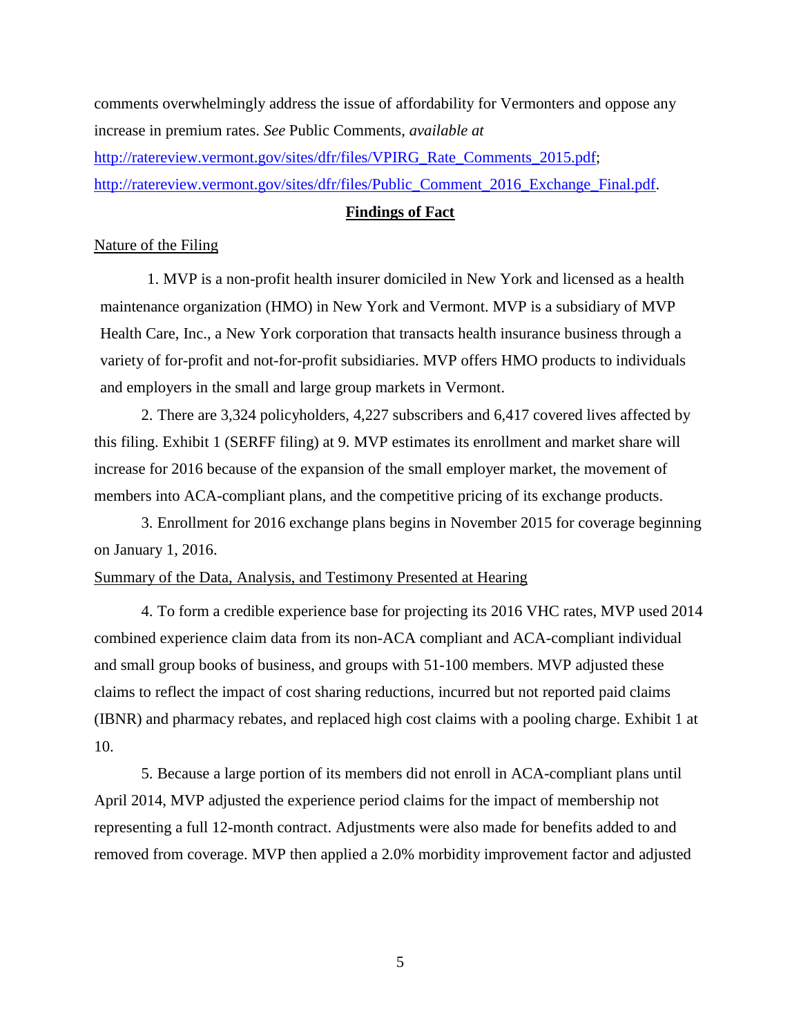comments overwhelmingly address the issue of affordability for Vermonters and oppose any increase in premium rates. *See* Public Comments, *available at* http://ratereview.vermont.gov/sites/dfr/files/VPIRG_Rate_Comments_2015.pdf; http://ratereview.vermont.gov/sites/dfr/files/Public_Comment_2016_Exchange_Final.pdf.

## **Findings of Fact**

Nature of the Filing

1. MVP is a non-profit health insurer domiciled in New York and licensed as a health maintenance organization (HMO) in New York and Vermont. MVP is a subsidiary of MVP Health Care, Inc., a New York corporation that transacts health insurance business through a variety of for-profit and not-for-profit subsidiaries. MVP offers HMO products to individuals and employers in the small and large group markets in Vermont.

2. There are 3,324 policyholders, 4,227 subscribers and 6,417 covered lives affected by this filing. Exhibit 1 (SERFF filing) at 9. MVP estimates its enrollment and market share will increase for 2016 because of the expansion of the small employer market, the movement of members into ACA-compliant plans, and the competitive pricing of its exchange products.

3. Enrollment for 2016 exchange plans begins in November 2015 for coverage beginning on January 1, 2016.

Summary of the Data, Analysis, and Testimony Presented at Hearing

4. To form a credible experience base for projecting its 2016 VHC rates, MVP used 2014 combined experience claim data from its non-ACA compliant and ACA-compliant individual and small group books of business, and groups with 51-100 members. MVP adjusted these claims to reflect the impact of cost sharing reductions, incurred but not reported paid claims (IBNR) and pharmacy rebates, and replaced high cost claims with a pooling charge. Exhibit 1 at 10.

5. Because a large portion of its members did not enroll in ACA-compliant plans until April 2014, MVP adjusted the experience period claims for the impact of membership not representing a full 12-month contract. Adjustments were also made for benefits added to and removed from coverage. MVP then applied a 2.0% morbidity improvement factor and adjusted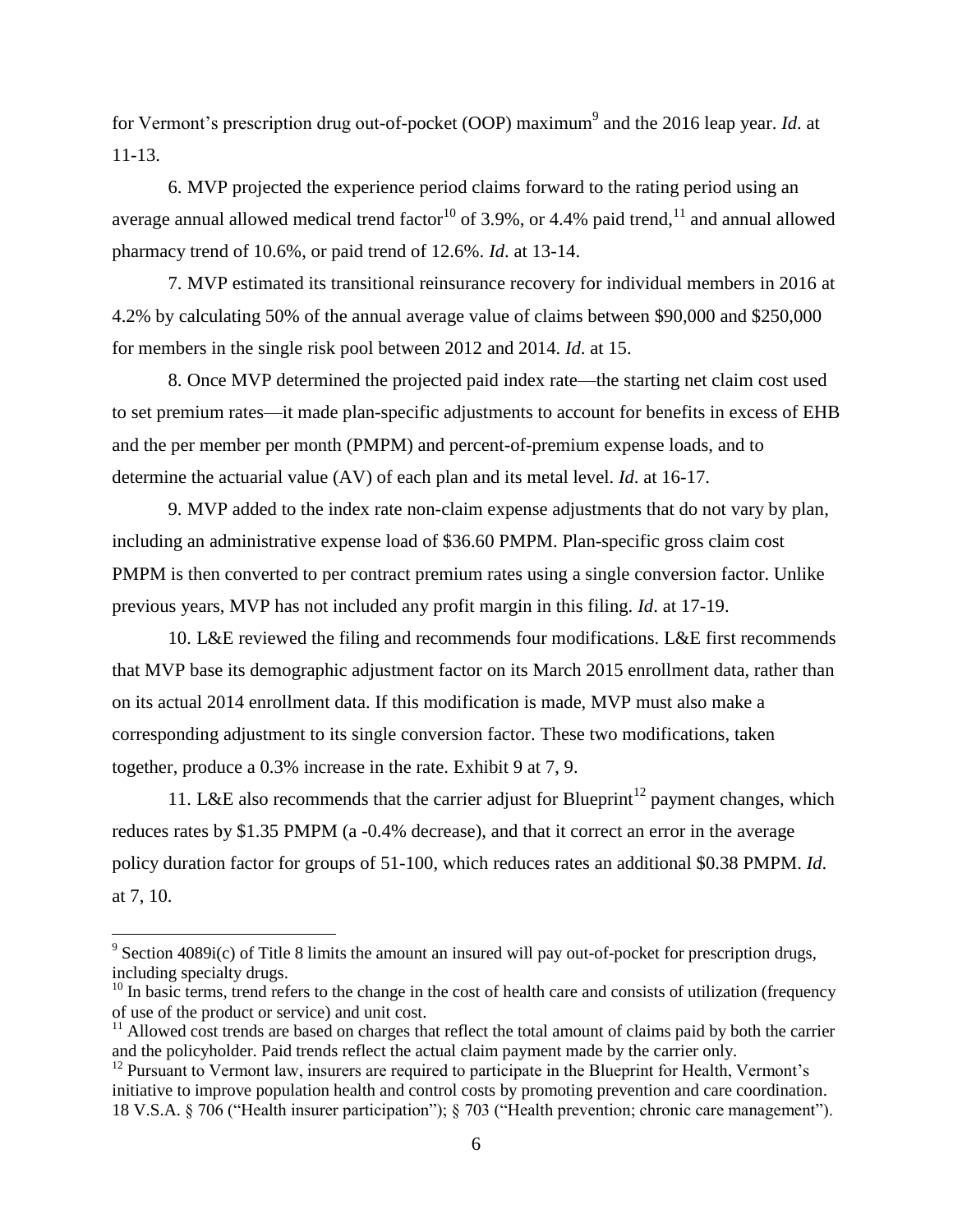for Vermont's prescription drug out-of-pocket (OOP) maximum[9] and the 2016 leap year. *Id*. at 11-13.

6. MVP projected the experience period claims forward to the rating period using an average annual allowed medical trend factor[10] of 3.9%, or 4.4% paid trend,[11] and annual allowed pharmacy trend of 10.6%, or paid trend of 12.6%. *Id*. at 13-14.

7. MVP estimated its transitional reinsurance recovery for individual members in 2016 at 4.2% by calculating 50% of the annual average value of claims between $90,000 and $250,000 for members in the single risk pool between 2012 and 2014. *Id*. at 15.

8. Once MVP determined the projected paid index rate—the starting net claim cost used to set premium rates—it made plan-specific adjustments to account for benefits in excess of EHB and the per member per month (PMPM) and percent-of-premium expense loads, and to determine the actuarial value (AV) of each plan and its metal level. *Id*. at 16-17.

9. MVP added to the index rate non-claim expense adjustments that do not vary by plan, including an administrative expense load of $36.60 PMPM. Plan-specific gross claim cost PMPM is then converted to per contract premium rates using a single conversion factor. Unlike previous years, MVP has not included any profit margin in this filing. *Id*. at 17-19.

10. L&E reviewed the filing and recommends four modifications. L&E first recommends that MVP base its demographic adjustment factor on its March 2015 enrollment data, rather than on its actual 2014 enrollment data. If this modification is made, MVP must also make a corresponding adjustment to its single conversion factor. These two modifications, taken together, produce a 0.3% increase in the rate. Exhibit 9 at 7, 9.

11. L&E also recommends that the carrier adjust for Blueprint[12] payment changes, which reduces rates by $1.35 PMPM (a -0.4% decrease), and that it correct an error in the average policy duration factor for groups of 51-100, which reduces rates an additional $0.38 PMPM. *Id*. at 7, 10.

---

[9] Section 4089i(c) of Title 8 limits the amount an insured will pay out-of-pocket for prescription drugs, including specialty drugs.

[10] In basic terms, trend refers to the change in the cost of health care and consists of utilization (frequency of use of the product or service) and unit cost.

[11] Allowed cost trends are based on charges that reflect the total amount of claims paid by both the carrier and the policyholder. Paid trends reflect the actual claim payment made by the carrier only.

[12] Pursuant to Vermont law, insurers are required to participate in the Blueprint for Health, Vermont's initiative to improve population health and control costs by promoting prevention and care coordination. 18 V.S.A. § 706 ("Health insurer participation"); § 703 ("Health prevention; chronic care management").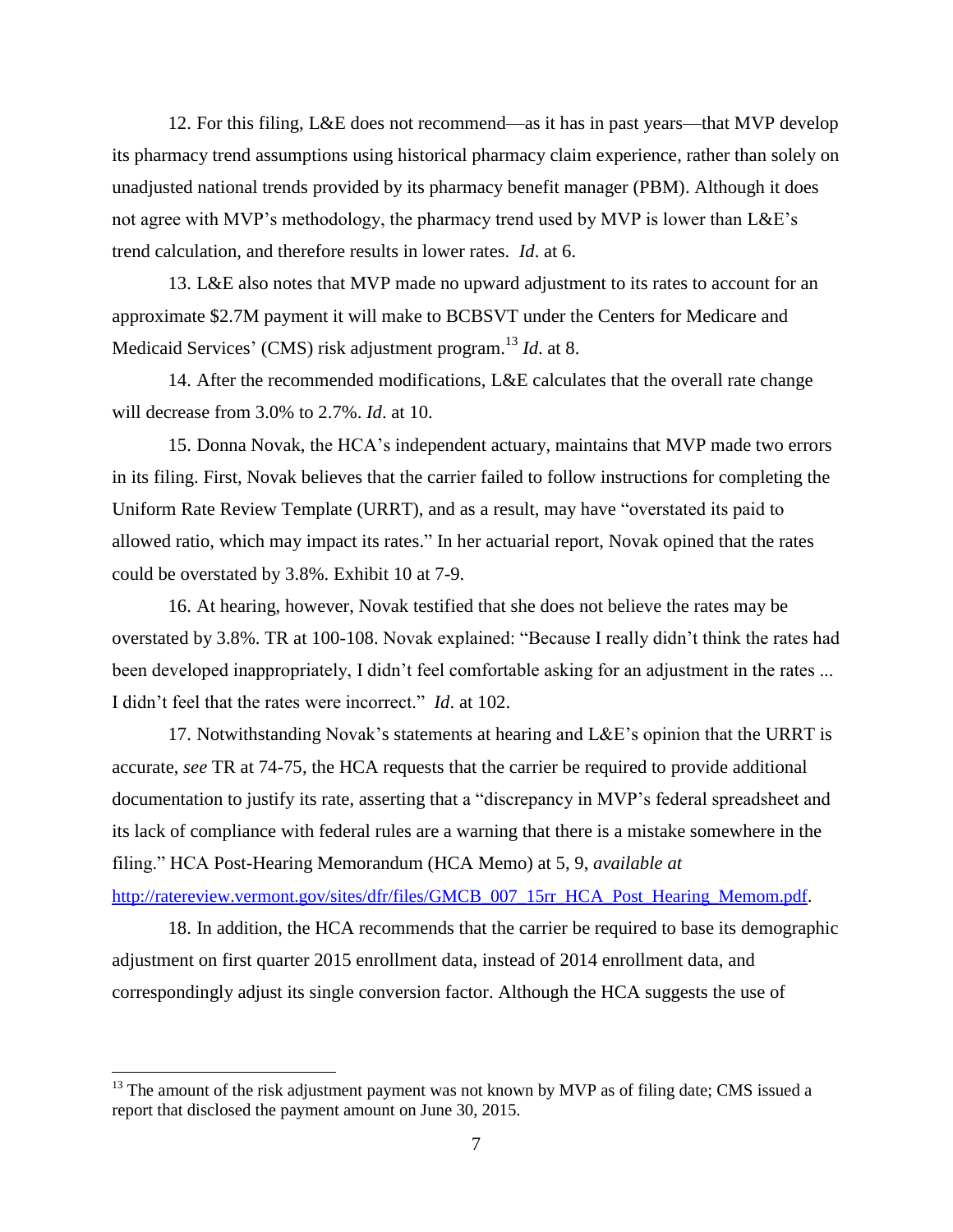12. For this filing, L&E does not recommend—as it has in past years—that MVP develop its pharmacy trend assumptions using historical pharmacy claim experience, rather than solely on unadjusted national trends provided by its pharmacy benefit manager (PBM). Although it does not agree with MVP's methodology, the pharmacy trend used by MVP is lower than L&E's trend calculation, and therefore results in lower rates. *Id*. at 6.

13. L&E also notes that MVP made no upward adjustment to its rates to account for an approximate $2.7M payment it will make to BCBSVT under the Centers for Medicare and Medicaid Services' (CMS) risk adjustment program.[13] *Id*. at 8.

14. After the recommended modifications, L&E calculates that the overall rate change will decrease from 3.0% to 2.7%. *Id*. at 10.

15. Donna Novak, the HCA's independent actuary, maintains that MVP made two errors in its filing. First, Novak believes that the carrier failed to follow instructions for completing the Uniform Rate Review Template (URRT), and as a result, may have "overstated its paid to allowed ratio, which may impact its rates." In her actuarial report, Novak opined that the rates could be overstated by 3.8%. Exhibit 10 at 7-9.

16. At hearing, however, Novak testified that she does not believe the rates may be overstated by 3.8%. TR at 100-108. Novak explained: "Because I really didn't think the rates had been developed inappropriately, I didn't feel comfortable asking for an adjustment in the rates ... I didn't feel that the rates were incorrect." *Id*. at 102.

17. Notwithstanding Novak's statements at hearing and L&E's opinion that the URRT is accurate, *see* TR at 74-75, the HCA requests that the carrier be required to provide additional documentation to justify its rate, asserting that a "discrepancy in MVP's federal spreadsheet and its lack of compliance with federal rules are a warning that there is a mistake somewhere in the filing." HCA Post-Hearing Memorandum (HCA Memo) at 5, 9, *available at* http://ratereview.vermont.gov/sites/dfr/files/GMCB_007_15rr_HCA_Post_Hearing_Memom.pdf.

18. In addition, the HCA recommends that the carrier be required to base its demographic adjustment on first quarter 2015 enrollment data, instead of 2014 enrollment data, and correspondingly adjust its single conversion factor. Although the HCA suggests the use of

---

[13] The amount of the risk adjustment payment was not known by MVP as of filing date; CMS issued a report that disclosed the payment amount on June 30, 2015.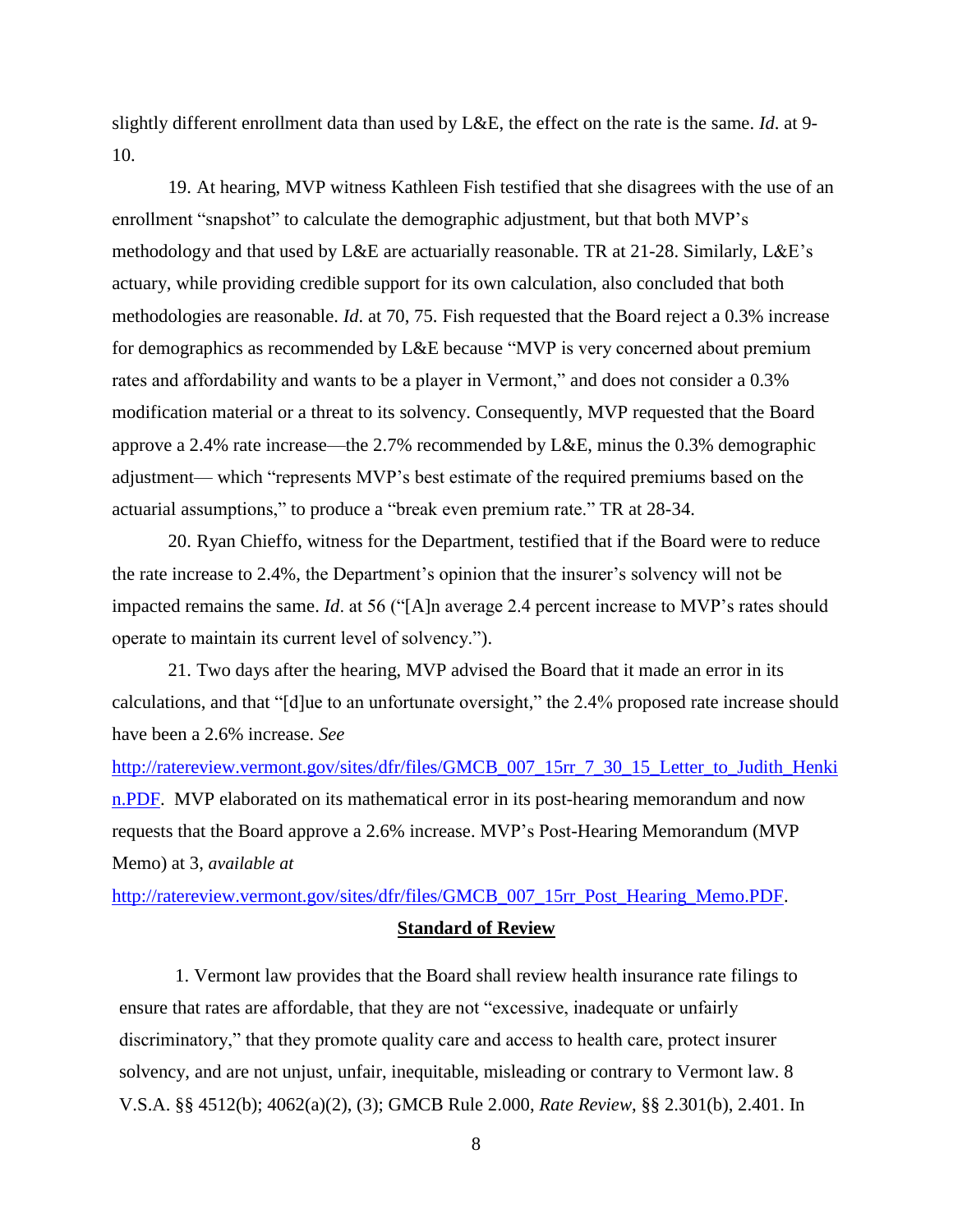slightly different enrollment data than used by L&E, the effect on the rate is the same. *Id*. at 9-10.

19. At hearing, MVP witness Kathleen Fish testified that she disagrees with the use of an enrollment "snapshot" to calculate the demographic adjustment, but that both MVP's methodology and that used by L&E are actuarially reasonable. TR at 21-28. Similarly, L&E's actuary, while providing credible support for its own calculation, also concluded that both methodologies are reasonable. *Id.* at 70, 75. Fish requested that the Board reject a 0.3% increase for demographics as recommended by L&E because "MVP is very concerned about premium rates and affordability and wants to be a player in Vermont," and does not consider a 0.3% modification material or a threat to its solvency. Consequently, MVP requested that the Board approve a 2.4% rate increase—the 2.7% recommended by L&E, minus the 0.3% demographic adjustment— which "represents MVP's best estimate of the required premiums based on the actuarial assumptions," to produce a "break even premium rate." TR at 28-34.

20. Ryan Chieffo, witness for the Department, testified that if the Board were to reduce the rate increase to 2.4%, the Department's opinion that the insurer's solvency will not be impacted remains the same. *Id*. at 56 ("[A]n average 2.4 percent increase to MVP's rates should operate to maintain its current level of solvency.").

21. Two days after the hearing, MVP advised the Board that it made an error in its calculations, and that "[d]ue to an unfortunate oversight," the 2.4% proposed rate increase should have been a 2.6% increase. *See* http://ratereview.vermont.gov/sites/dfr/files/GMCB_007_15rr_7_30_15_Letter_to_Judith_Henkin.PDF. MVP elaborated on its mathematical error in its post-hearing memorandum and now requests that the Board approve a 2.6% increase. MVP's Post-Hearing Memorandum (MVP Memo) at 3, *available at* http://ratereview.vermont.gov/sites/dfr/files/GMCB_007_15rr_Post_Hearing_Memo.PDF.

## Standard of Review

1. Vermont law provides that the Board shall review health insurance rate filings to ensure that rates are affordable, that they are not "excessive, inadequate or unfairly discriminatory," that they promote quality care and access to health care, protect insurer solvency, and are not unjust, unfair, inequitable, misleading or contrary to Vermont law. 8 V.S.A. §§ 4512(b); 4062(a)(2), (3); GMCB Rule 2.000, *Rate Review*, §§ 2.301(b), 2.401. In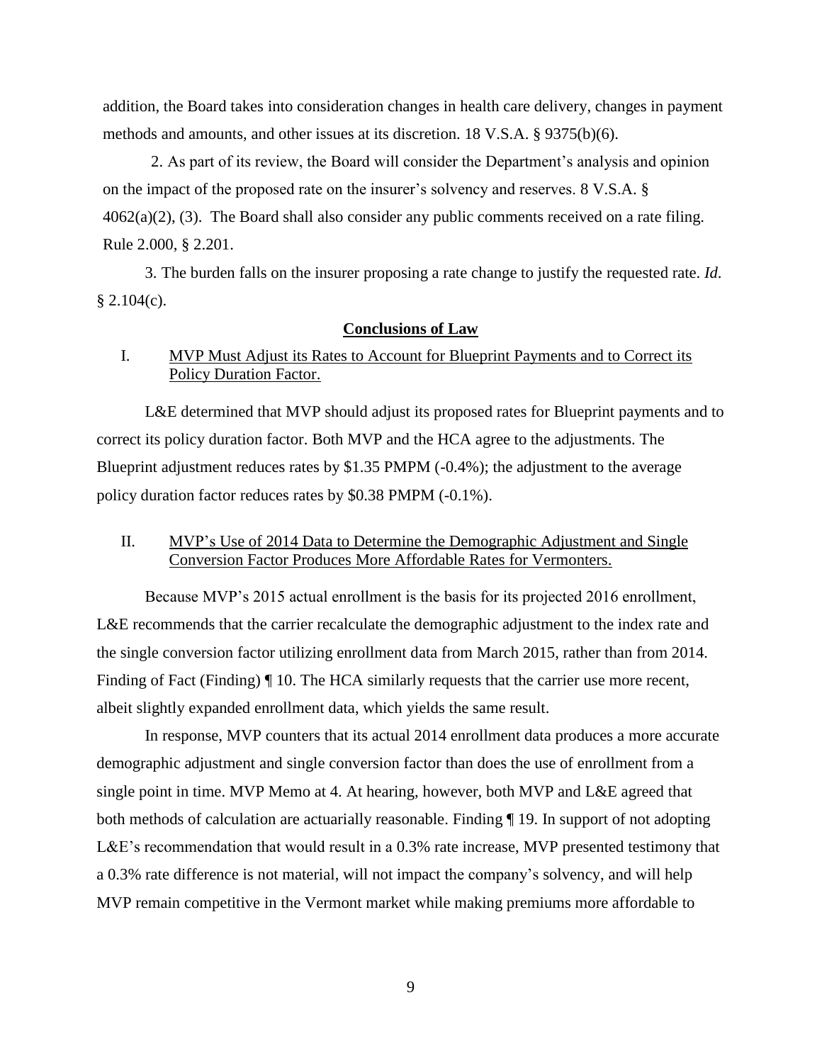addition, the Board takes into consideration changes in health care delivery, changes in payment methods and amounts, and other issues at its discretion. 18 V.S.A. § 9375(b)(6).

2. As part of its review, the Board will consider the Department's analysis and opinion on the impact of the proposed rate on the insurer's solvency and reserves. 8 V.S.A. § 4062(a)(2), (3). The Board shall also consider any public comments received on a rate filing. Rule 2.000, § 2.201.

3. The burden falls on the insurer proposing a rate change to justify the requested rate. *Id.* § 2.104(c).

## Conclusions of Law

I. MVP Must Adjust its Rates to Account for Blueprint Payments and to Correct its Policy Duration Factor.

L&E determined that MVP should adjust its proposed rates for Blueprint payments and to correct its policy duration factor. Both MVP and the HCA agree to the adjustments. The Blueprint adjustment reduces rates by $1.35 PMPM (-0.4%); the adjustment to the average policy duration factor reduces rates by $0.38 PMPM (-0.1%).

II. MVP's Use of 2014 Data to Determine the Demographic Adjustment and Single Conversion Factor Produces More Affordable Rates for Vermonters.

Because MVP's 2015 actual enrollment is the basis for its projected 2016 enrollment, L&E recommends that the carrier recalculate the demographic adjustment to the index rate and the single conversion factor utilizing enrollment data from March 2015, rather than from 2014. Finding of Fact (Finding) ¶ 10. The HCA similarly requests that the carrier use more recent, albeit slightly expanded enrollment data, which yields the same result.

In response, MVP counters that its actual 2014 enrollment data produces a more accurate demographic adjustment and single conversion factor than does the use of enrollment from a single point in time. MVP Memo at 4. At hearing, however, both MVP and L&E agreed that both methods of calculation are actuarially reasonable. Finding ¶ 19. In support of not adopting L&E's recommendation that would result in a 0.3% rate increase, MVP presented testimony that a 0.3% rate difference is not material, will not impact the company's solvency, and will help MVP remain competitive in the Vermont market while making premiums more affordable to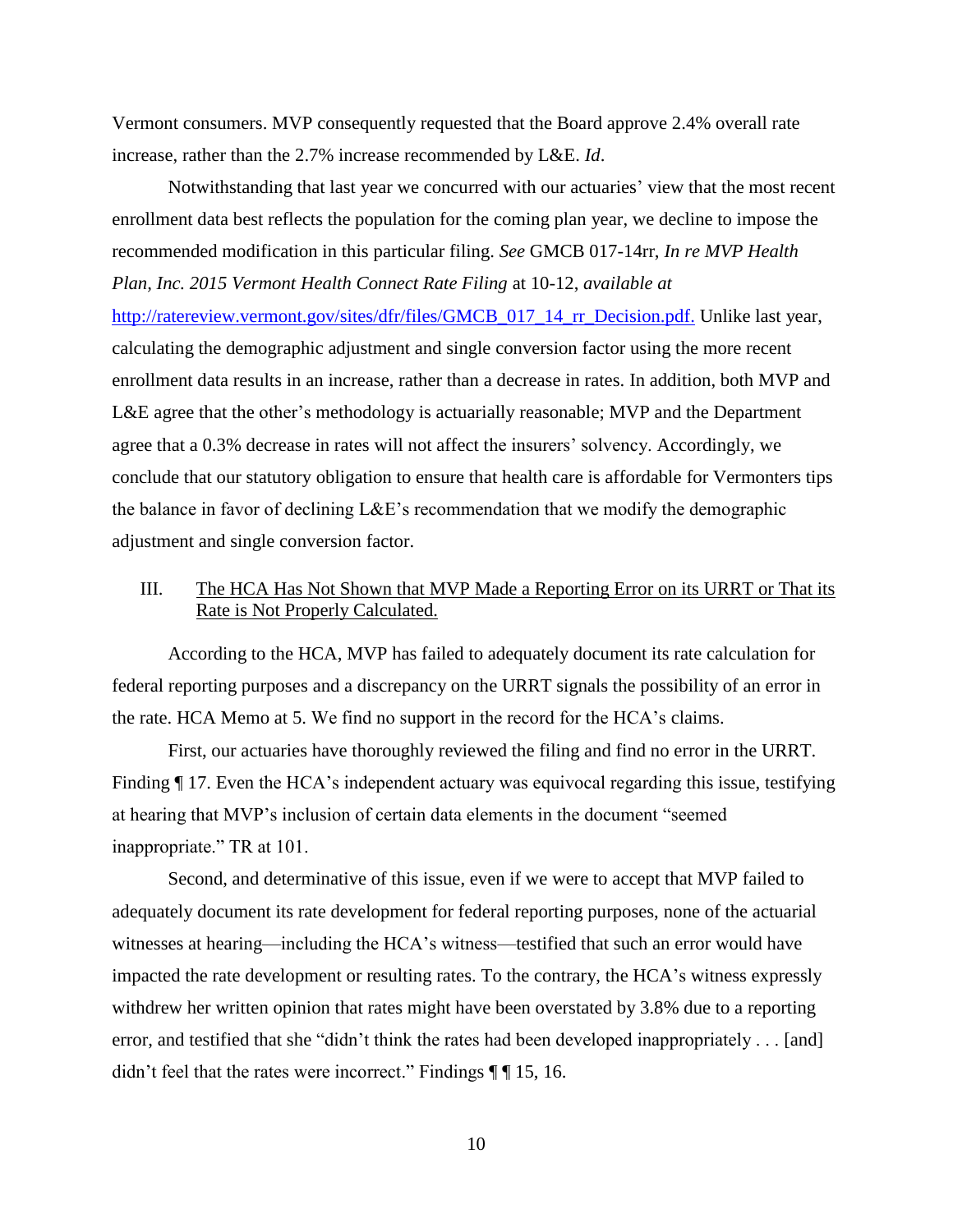Vermont consumers. MVP consequently requested that the Board approve 2.4% overall rate increase, rather than the 2.7% increase recommended by L&E. *Id*.

Notwithstanding that last year we concurred with our actuaries' view that the most recent enrollment data best reflects the population for the coming plan year, we decline to impose the recommended modification in this particular filing. *See* GMCB 017-14rr, *In re MVP Health Plan, Inc. 2015 Vermont Health Connect Rate Filing* at 10-12, *available at* http://ratereview.vermont.gov/sites/dfr/files/GMCB_017_14_rr_Decision.pdf. Unlike last year, calculating the demographic adjustment and single conversion factor using the more recent enrollment data results in an increase, rather than a decrease in rates. In addition, both MVP and L&E agree that the other's methodology is actuarially reasonable; MVP and the Department agree that a 0.3% decrease in rates will not affect the insurers' solvency. Accordingly, we conclude that our statutory obligation to ensure that health care is affordable for Vermonters tips the balance in favor of declining L&E's recommendation that we modify the demographic adjustment and single conversion factor.

## III. <u>The HCA Has Not Shown that MVP Made a Reporting Error on its URRT or That its Rate is Not Properly Calculated.</u>

According to the HCA, MVP has failed to adequately document its rate calculation for federal reporting purposes and a discrepancy on the URRT signals the possibility of an error in the rate. HCA Memo at 5. We find no support in the record for the HCA's claims.

First, our actuaries have thoroughly reviewed the filing and find no error in the URRT. Finding ¶ 17. Even the HCA's independent actuary was equivocal regarding this issue, testifying at hearing that MVP's inclusion of certain data elements in the document "seemed inappropriate." TR at 101.

Second, and determinative of this issue, even if we were to accept that MVP failed to adequately document its rate development for federal reporting purposes, none of the actuarial witnesses at hearing—including the HCA's witness—testified that such an error would have impacted the rate development or resulting rates. To the contrary, the HCA's witness expressly withdrew her written opinion that rates might have been overstated by 3.8% due to a reporting error, and testified that she "didn't think the rates had been developed inappropriately . . . [and] didn't feel that the rates were incorrect." Findings ¶ ¶ 15, 16.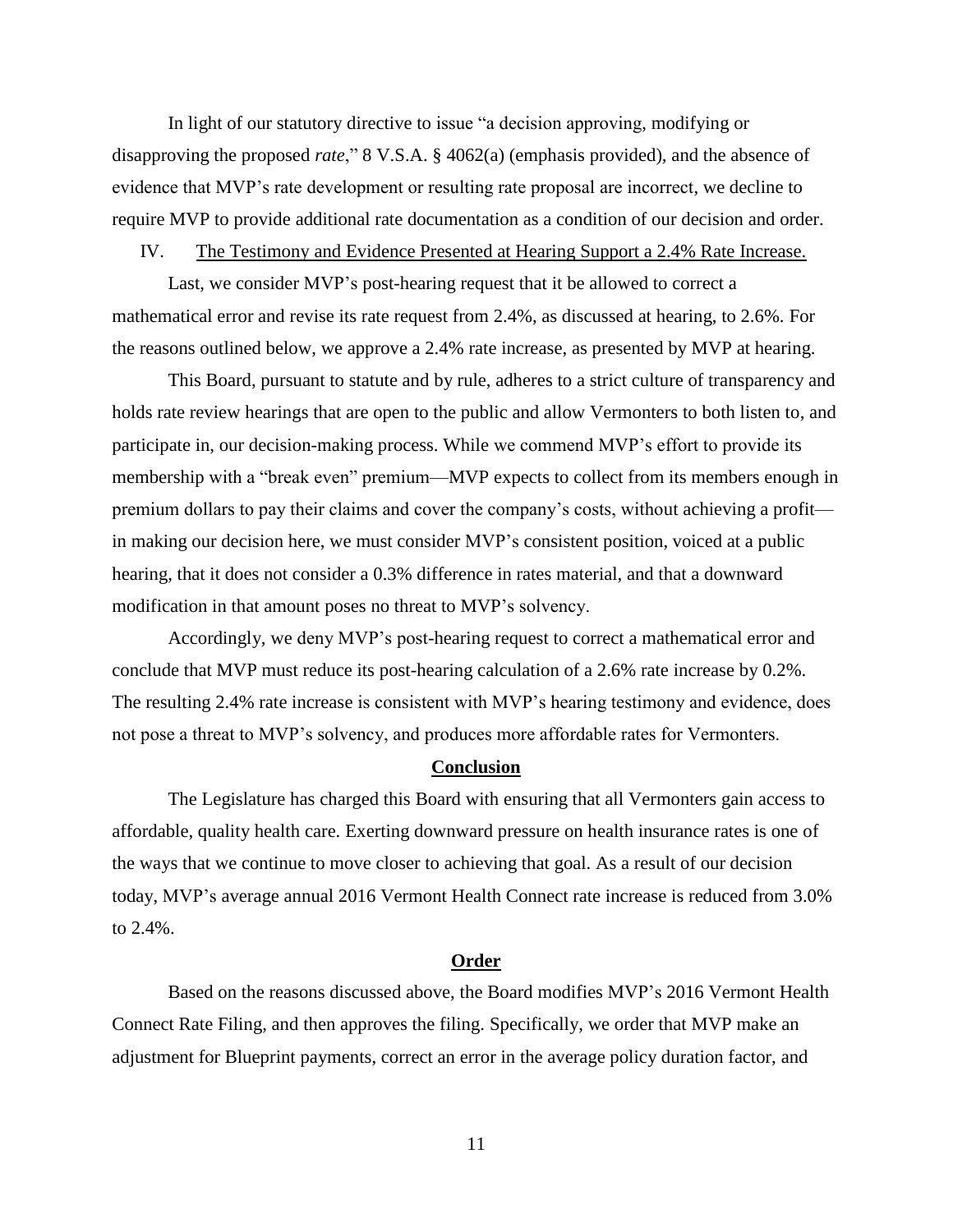In light of our statutory directive to issue "a decision approving, modifying or disapproving the proposed *rate*," 8 V.S.A. § 4062(a) (emphasis provided), and the absence of evidence that MVP's rate development or resulting rate proposal are incorrect, we decline to require MVP to provide additional rate documentation as a condition of our decision and order.

IV. <u>The Testimony and Evidence Presented at Hearing Support a 2.4% Rate Increase.</u>

Last, we consider MVP's post-hearing request that it be allowed to correct a mathematical error and revise its rate request from 2.4%, as discussed at hearing, to 2.6%. For the reasons outlined below, we approve a 2.4% rate increase, as presented by MVP at hearing.

This Board, pursuant to statute and by rule, adheres to a strict culture of transparency and holds rate review hearings that are open to the public and allow Vermonters to both listen to, and participate in, our decision-making process. While we commend MVP's effort to provide its membership with a "break even" premium—MVP expects to collect from its members enough in premium dollars to pay their claims and cover the company's costs, without achieving a profit—in making our decision here, we must consider MVP's consistent position, voiced at a public hearing, that it does not consider a 0.3% difference in rates material, and that a downward modification in that amount poses no threat to MVP's solvency.

Accordingly, we deny MVP's post-hearing request to correct a mathematical error and conclude that MVP must reduce its post-hearing calculation of a 2.6% rate increase by 0.2%. The resulting 2.4% rate increase is consistent with MVP's hearing testimony and evidence, does not pose a threat to MVP's solvency, and produces more affordable rates for Vermonters.

## Conclusion

The Legislature has charged this Board with ensuring that all Vermonters gain access to affordable, quality health care. Exerting downward pressure on health insurance rates is one of the ways that we continue to move closer to achieving that goal. As a result of our decision today, MVP's average annual 2016 Vermont Health Connect rate increase is reduced from 3.0% to 2.4%.

## Order

Based on the reasons discussed above, the Board modifies MVP's 2016 Vermont Health Connect Rate Filing, and then approves the filing. Specifically, we order that MVP make an adjustment for Blueprint payments, correct an error in the average policy duration factor, and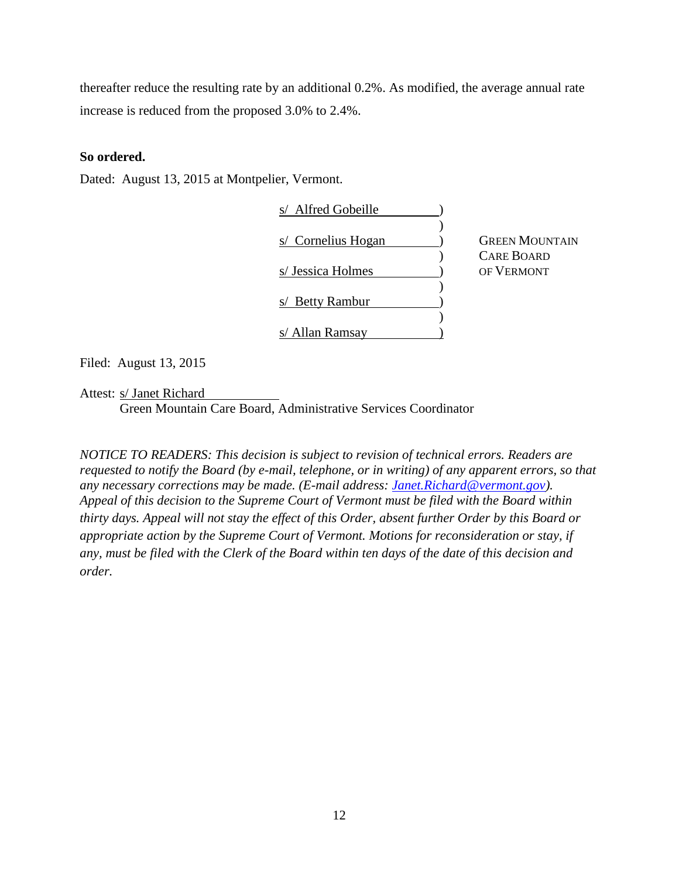thereafter reduce the resulting rate by an additional 0.2%. As modified, the average annual rate increase is reduced from the proposed 3.0% to 2.4%.

**So ordered.**

Dated: August 13, 2015 at Montpelier, Vermont.

s/ Alfred Gobeille )
)
s/ Cornelius Hogan ) GREEN MOUNTAIN
) CARE BOARD
s/ Jessica Holmes ) OF VERMONT
)
s/ Betty Rambur )
)
s/ Allan Ramsay )

Filed: August 13, 2015

Attest: s/ Janet Richard
Green Mountain Care Board, Administrative Services Coordinator

*NOTICE TO READERS: This decision is subject to revision of technical errors. Readers are requested to notify the Board (by e-mail, telephone, or in writing) of any apparent errors, so that any necessary corrections may be made. (E-mail address: Janet.Richard@vermont.gov). Appeal of this decision to the Supreme Court of Vermont must be filed with the Board within thirty days. Appeal will not stay the effect of this Order, absent further Order by this Board or appropriate action by the Supreme Court of Vermont. Motions for reconsideration or stay, if any, must be filed with the Clerk of the Board within ten days of the date of this decision and order.*